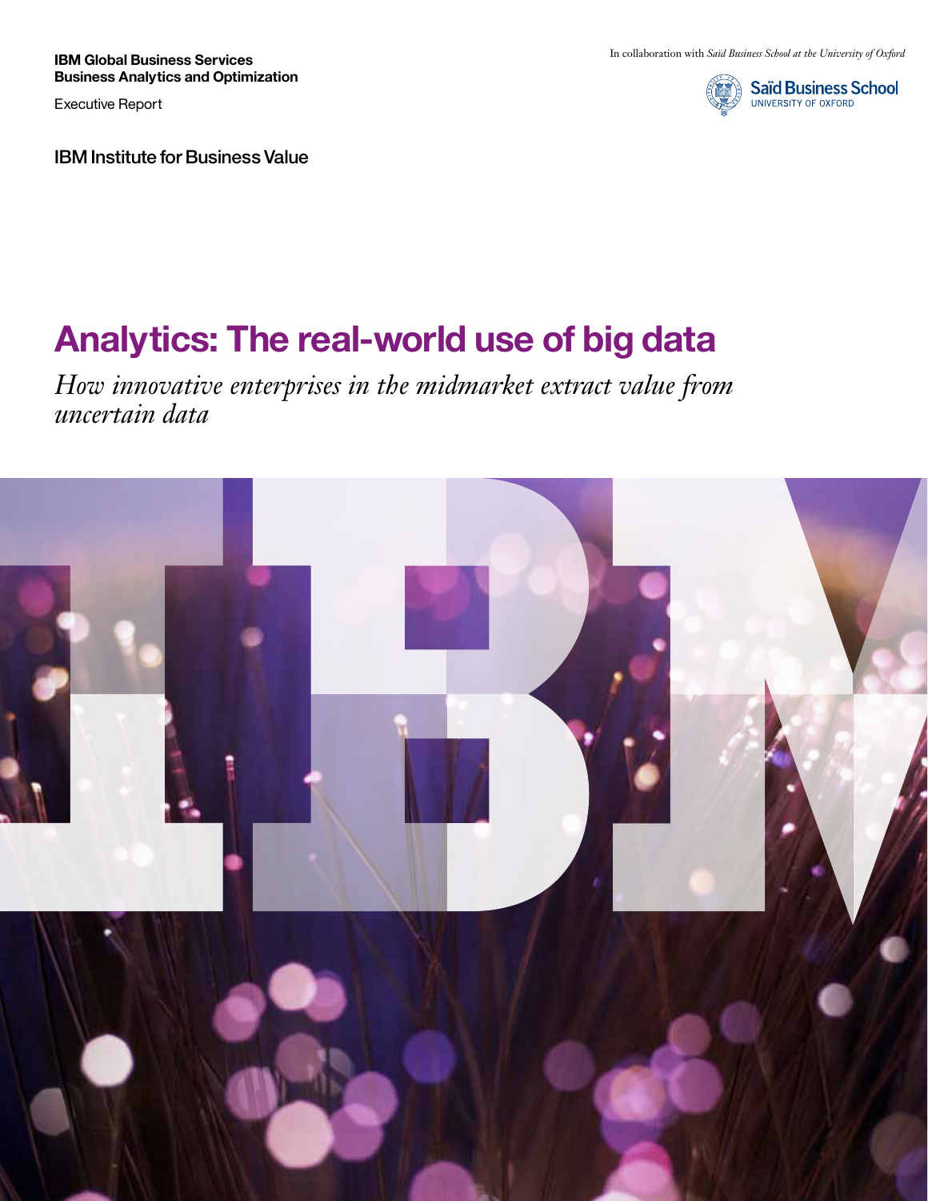**IBM Global Business Services**
**Business Analytics and Optimization**

Executive Report

IBM Institute for Business Value

In collaboration with *Saïd Business School at the University of Oxford*

Saïd Business School
UNIVERSITY OF OXFORD

# Analytics: The real-world use of big data

*How innovative enterprises in the midmarket extract value from uncertain data*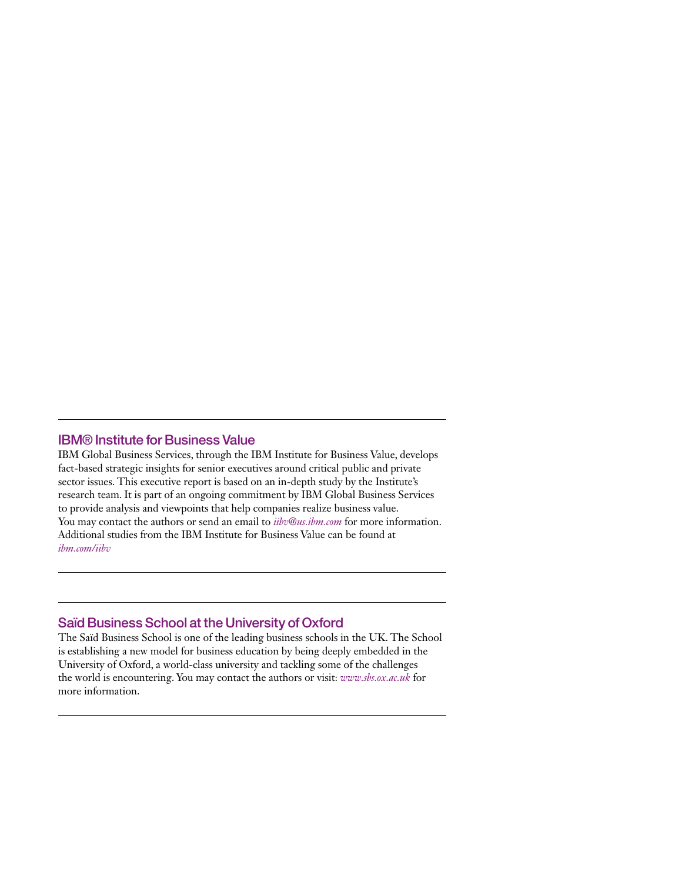## IBM® Institute for Business Value

IBM Global Business Services, through the IBM Institute for Business Value, develops fact-based strategic insights for senior executives around critical public and private sector issues. This executive report is based on an in-depth study by the Institute's research team. It is part of an ongoing commitment by IBM Global Business Services to provide analysis and viewpoints that help companies realize business value. You may contact the authors or send an email to *iibv@us.ibm.com* for more information. Additional studies from the IBM Institute for Business Value can be found at *ibm.com/iibv*

## Saïd Business School at the University of Oxford

The Saïd Business School is one of the leading business schools in the UK. The School is establishing a new model for business education by being deeply embedded in the University of Oxford, a world-class university and tackling some of the challenges the world is encountering. You may contact the authors or visit: *www.sbs.ox.ac.uk* for more information.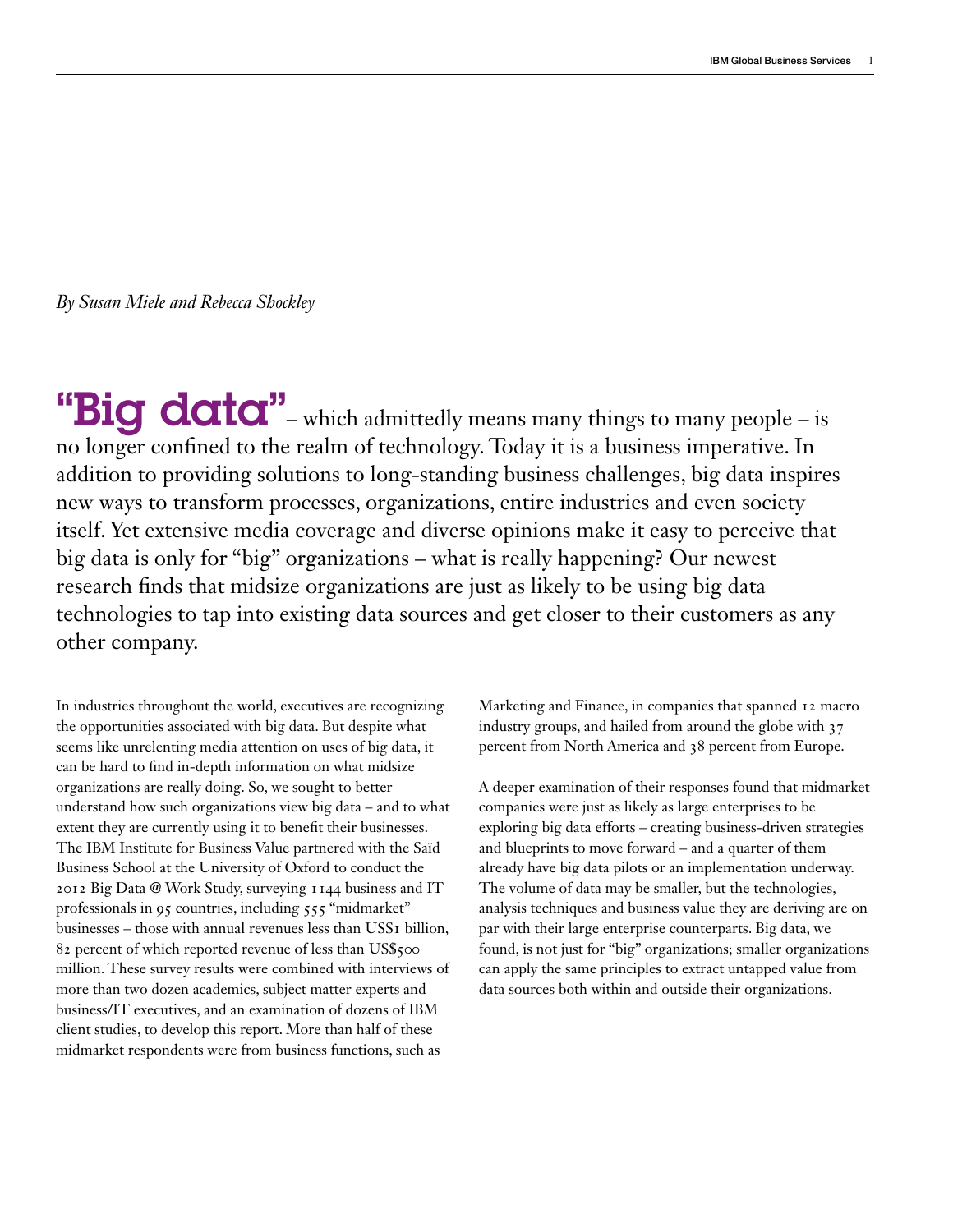*By Susan Miele and Rebecca Shockley*

**"Big data"** – which admittedly means many things to many people – is no longer confined to the realm of technology. Today it is a business imperative. In addition to providing solutions to long-standing business challenges, big data inspires new ways to transform processes, organizations, entire industries and even society itself. Yet extensive media coverage and diverse opinions make it easy to perceive that big data is only for "big" organizations – what is really happening? Our newest research finds that midsize organizations are just as likely to be using big data technologies to tap into existing data sources and get closer to their customers as any other company.

In industries throughout the world, executives are recognizing the opportunities associated with big data. But despite what seems like unrelenting media attention on uses of big data, it can be hard to find in-depth information on what midsize organizations are really doing. So, we sought to better understand how such organizations view big data – and to what extent they are currently using it to benefit their businesses. The IBM Institute for Business Value partnered with the Saïd Business School at the University of Oxford to conduct the 2012 Big Data @ Work Study, surveying 1144 business and IT professionals in 95 countries, including 555 "midmarket" businesses – those with annual revenues less than US$1 billion, 82 percent of which reported revenue of less than US$500 million. These survey results were combined with interviews of more than two dozen academics, subject matter experts and business/IT executives, and an examination of dozens of IBM client studies, to develop this report. More than half of these midmarket respondents were from business functions, such as Marketing and Finance, in companies that spanned 12 macro industry groups, and hailed from around the globe with 37 percent from North America and 38 percent from Europe.

A deeper examination of their responses found that midmarket companies were just as likely as large enterprises to be exploring big data efforts – creating business-driven strategies and blueprints to move forward – and a quarter of them already have big data pilots or an implementation underway. The volume of data may be smaller, but the technologies, analysis techniques and business value they are deriving are on par with their large enterprise counterparts. Big data, we found, is not just for "big" organizations; smaller organizations can apply the same principles to extract untapped value from data sources both within and outside their organizations.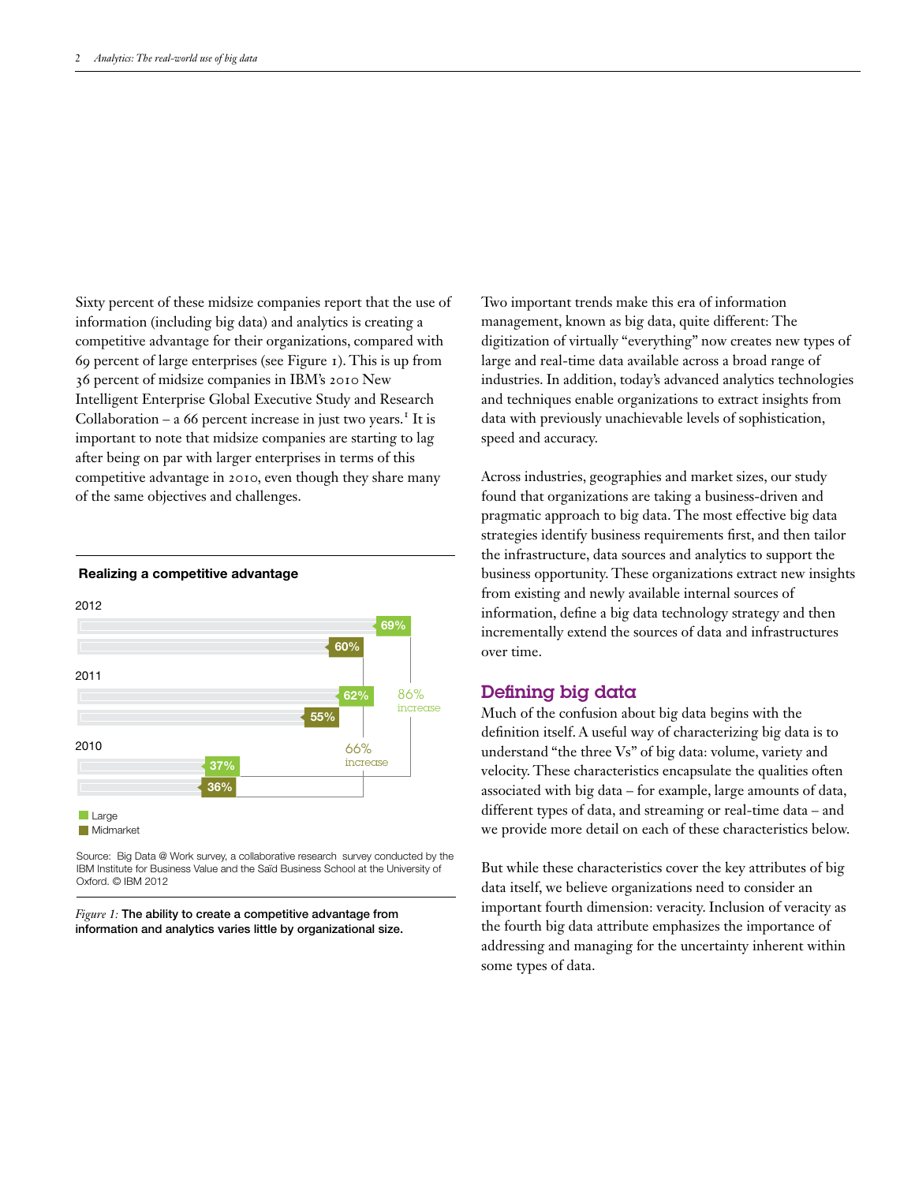Sixty percent of these midsize companies report that the use of information (including big data) and analytics is creating a competitive advantage for their organizations, compared with 69 percent of large enterprises (see Figure 1). This is up from 36 percent of midsize companies in IBM's 2010 New Intelligent Enterprise Global Executive Study and Research Collaboration – a 66 percent increase in just two years.[1] It is important to note that midsize companies are starting to lag after being on par with larger enterprises in terms of this competitive advantage in 2010, even though they share many of the same objectives and challenges.

**Realizing a competitive advantage**

| Year | Large | Midmarket |
|---|---|---|
| 2012 | 69% | 60% |
| 2011 | 62% | 55% |
| 2010 | 37% | 36% |

86% increase (Large, 2010–2012)

66% increase (Midmarket, 2010–2012)

Source: Big Data @ Work survey, a collaborative research survey conducted by the IBM Institute for Business Value and the Saïd Business School at the University of Oxford. © IBM 2012

*Figure 1:* **The ability to create a competitive advantage from information and analytics varies little by organizational size.**

Two important trends make this era of information management, known as big data, quite different: The digitization of virtually "everything" now creates new types of large and real-time data available across a broad range of industries. In addition, today's advanced analytics technologies and techniques enable organizations to extract insights from data with previously unachievable levels of sophistication, speed and accuracy.

Across industries, geographies and market sizes, our study found that organizations are taking a business-driven and pragmatic approach to big data. The most effective big data strategies identify business requirements first, and then tailor the infrastructure, data sources and analytics to support the business opportunity. These organizations extract new insights from existing and newly available internal sources of information, define a big data technology strategy and then incrementally extend the sources of data and infrastructures over time.

## Defining big data

Much of the confusion about big data begins with the definition itself. A useful way of characterizing big data is to understand "the three Vs" of big data: volume, variety and velocity. These characteristics encapsulate the qualities often associated with big data – for example, large amounts of data, different types of data, and streaming or real-time data – and we provide more detail on each of these characteristics below.

But while these characteristics cover the key attributes of big data itself, we believe organizations need to consider an important fourth dimension: veracity. Inclusion of veracity as the fourth big data attribute emphasizes the importance of addressing and managing for the uncertainty inherent within some types of data.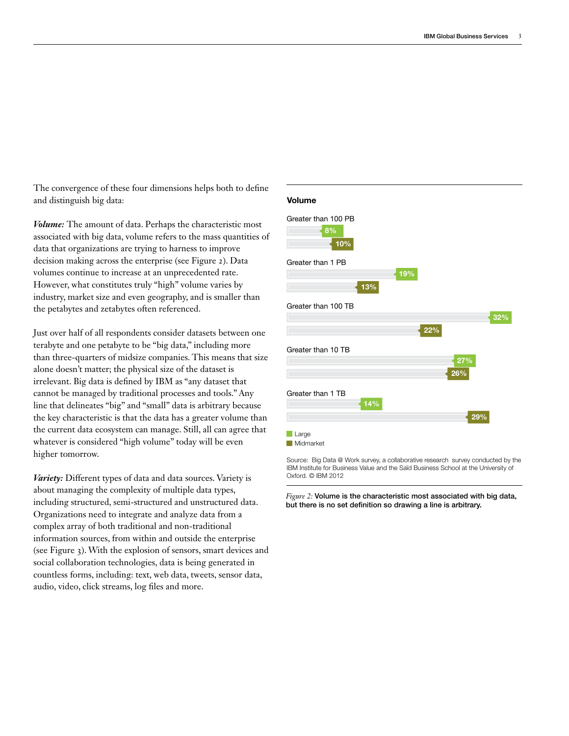The convergence of these four dimensions helps both to define and distinguish big data:

***Volume:*** The amount of data. Perhaps the characteristic most associated with big data, volume refers to the mass quantities of data that organizations are trying to harness to improve decision making across the enterprise (see Figure 2). Data volumes continue to increase at an unprecedented rate. However, what constitutes truly "high" volume varies by industry, market size and even geography, and is smaller than the petabytes and zetabytes often referenced.

Just over half of all respondents consider datasets between one terabyte and one petabyte to be "big data," including more than three-quarters of midsize companies. This means that size alone doesn't matter; the physical size of the dataset is irrelevant. Big data is defined by IBM as "any dataset that cannot be managed by traditional processes and tools." Any line that delineates "big" and "small" data is arbitrary because the key characteristic is that the data has a greater volume than the current data ecosystem can manage. Still, all can agree that whatever is considered "high volume" today will be even higher tomorrow.

***Variety:*** Different types of data and data sources. Variety is about managing the complexity of multiple data types, including structured, semi-structured and unstructured data. Organizations need to integrate and analyze data from a complex array of both traditional and non-traditional information sources, from within and outside the enterprise (see Figure 3). With the explosion of sensors, smart devices and social collaboration technologies, data is being generated in countless forms, including: text, web data, tweets, sensor data, audio, video, click streams, log files and more.

**Volume**

| | Large | Midmarket |
|---|---|---|
| Greater than 100 PB | 8% | 10% |
| Greater than 1 PB | 19% | 13% |
| Greater than 100 TB | 32% | 22% |
| Greater than 10 TB | 27% | 26% |
| Greater than 1 TB | 14% | 29% |

Source: Big Data @ Work survey, a collaborative research survey conducted by the IBM Institute for Business Value and the Saïd Business School at the University of Oxford. © IBM 2012

*Figure 2:* **Volume is the characteristic most associated with big data, but there is no set definition so drawing a line is arbitrary.**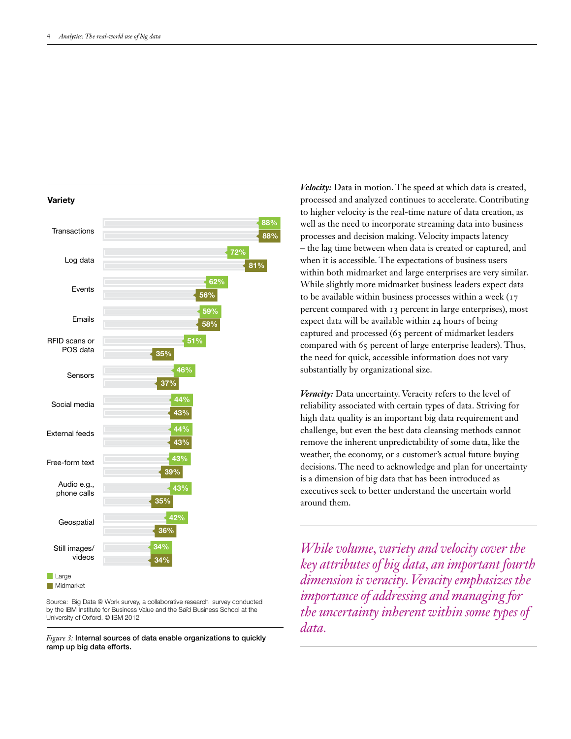**Variety**

| | Large | Midmarket |
|---|---|---|
| Transactions | 88% | 88% |
| Log data | 72% | 81% |
| Events | 62% | 56% |
| Emails | 59% | 58% |
| RFID scans or POS data | 51% | 35% |
| Sensors | 46% | 37% |
| Social media | 44% | 43% |
| External feeds | 44% | 43% |
| Free-form text | 43% | 39% |
| Audio e.g., phone calls | 43% | 35% |
| Geospatial | 42% | 36% |
| Still images/ videos | 34% | 34% |

Source: Big Data @ Work survey, a collaborative research survey conducted by the IBM Institute for Business Value and the Saïd Business School at the University of Oxford. © IBM 2012

*Figure 3:* **Internal sources of data enable organizations to quickly ramp up big data efforts.**

***Velocity:*** Data in motion. The speed at which data is created, processed and analyzed continues to accelerate. Contributing to higher velocity is the real-time nature of data creation, as well as the need to incorporate streaming data into business processes and decision making. Velocity impacts latency – the lag time between when data is created or captured, and when it is accessible. The expectations of business users within both midmarket and large enterprises are very similar. While slightly more midmarket business leaders expect data to be available within business processes within a week (17 percent compared with 13 percent in large enterprises), most expect data will be available within 24 hours of being captured and processed (63 percent of midmarket leaders compared with 65 percent of large enterprise leaders). Thus, the need for quick, accessible information does not vary substantially by organizational size.

***Veracity:*** Data uncertainty. Veracity refers to the level of reliability associated with certain types of data. Striving for high data quality is an important big data requirement and challenge, but even the best data cleansing methods cannot remove the inherent unpredictability of some data, like the weather, the economy, or a customer's actual future buying decisions. The need to acknowledge and plan for uncertainty is a dimension of big data that has been introduced as executives seek to better understand the uncertain world around them.

*While volume, variety and velocity cover the key attributes of big data, an important fourth dimension is veracity. Veracity emphasizes the importance of addressing and managing for the uncertainty inherent within some types of data.*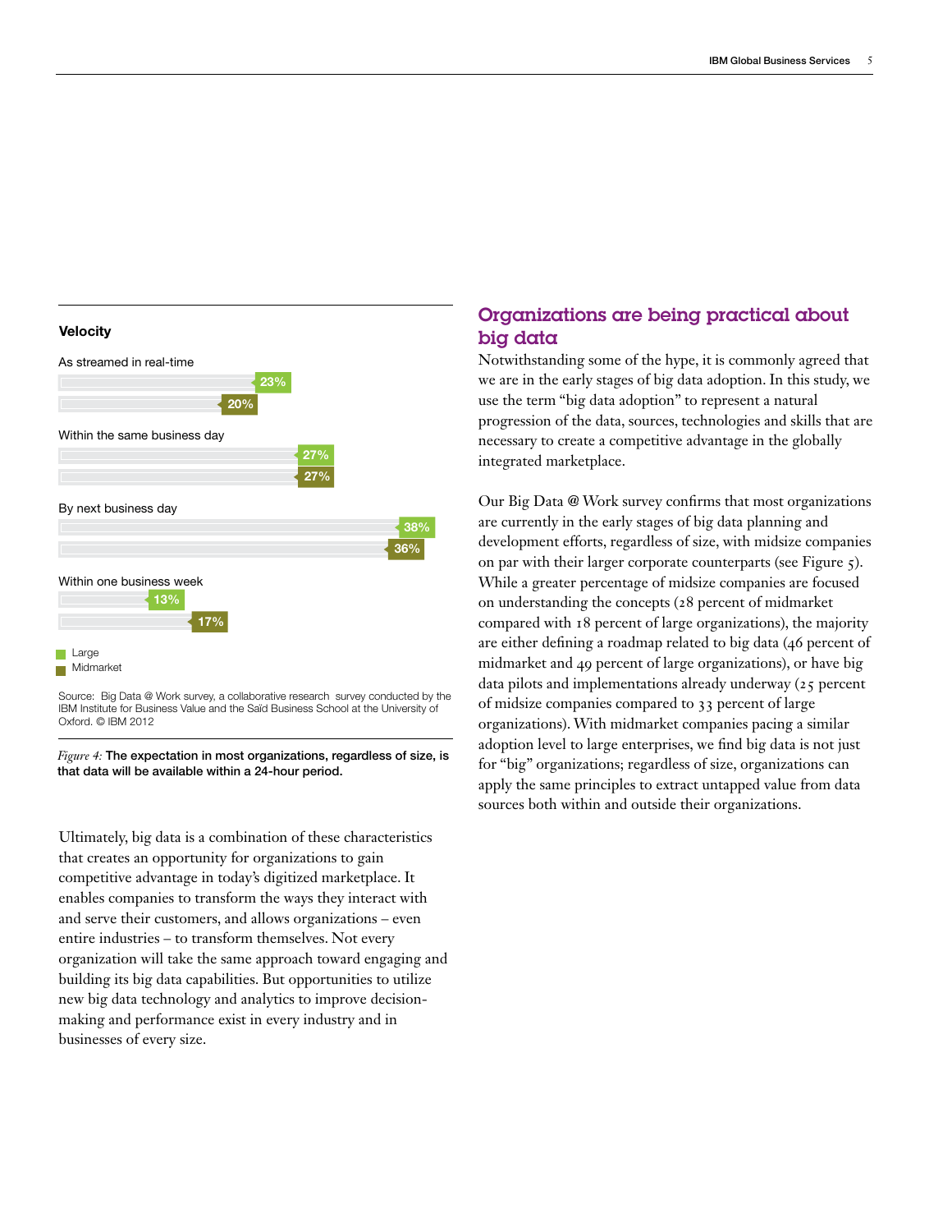**Velocity**

| | Large | Midmarket |
|---|---|---|
| As streamed in real-time | 23% | 20% |
| Within the same business day | 27% | 27% |
| By next business day | 38% | 36% |
| Within one business week | 13% | 17% |

Source: Big Data @ Work survey, a collaborative research survey conducted by the IBM Institute for Business Value and the Saïd Business School at the University of Oxford. © IBM 2012

*Figure 4:* **The expectation in most organizations, regardless of size, is that data will be available within a 24-hour period.**

Ultimately, big data is a combination of these characteristics that creates an opportunity for organizations to gain competitive advantage in today's digitized marketplace. It enables companies to transform the ways they interact with and serve their customers, and allows organizations – even entire industries – to transform themselves. Not every organization will take the same approach toward engaging and building its big data capabilities. But opportunities to utilize new big data technology and analytics to improve decision-making and performance exist in every industry and in businesses of every size.

## Organizations are being practical about big data

Notwithstanding some of the hype, it is commonly agreed that we are in the early stages of big data adoption. In this study, we use the term "big data adoption" to represent a natural progression of the data, sources, technologies and skills that are necessary to create a competitive advantage in the globally integrated marketplace.

Our Big Data @ Work survey confirms that most organizations are currently in the early stages of big data planning and development efforts, regardless of size, with midsize companies on par with their larger corporate counterparts (see Figure 5). While a greater percentage of midsize companies are focused on understanding the concepts (28 percent of midmarket compared with 18 percent of large organizations), the majority are either defining a roadmap related to big data (46 percent of midmarket and 49 percent of large organizations), or have big data pilots and implementations already underway (25 percent of midsize companies compared to 33 percent of large organizations). With midmarket companies pacing a similar adoption level to large enterprises, we find big data is not just for "big" organizations; regardless of size, organizations can apply the same principles to extract untapped value from data sources both within and outside their organizations.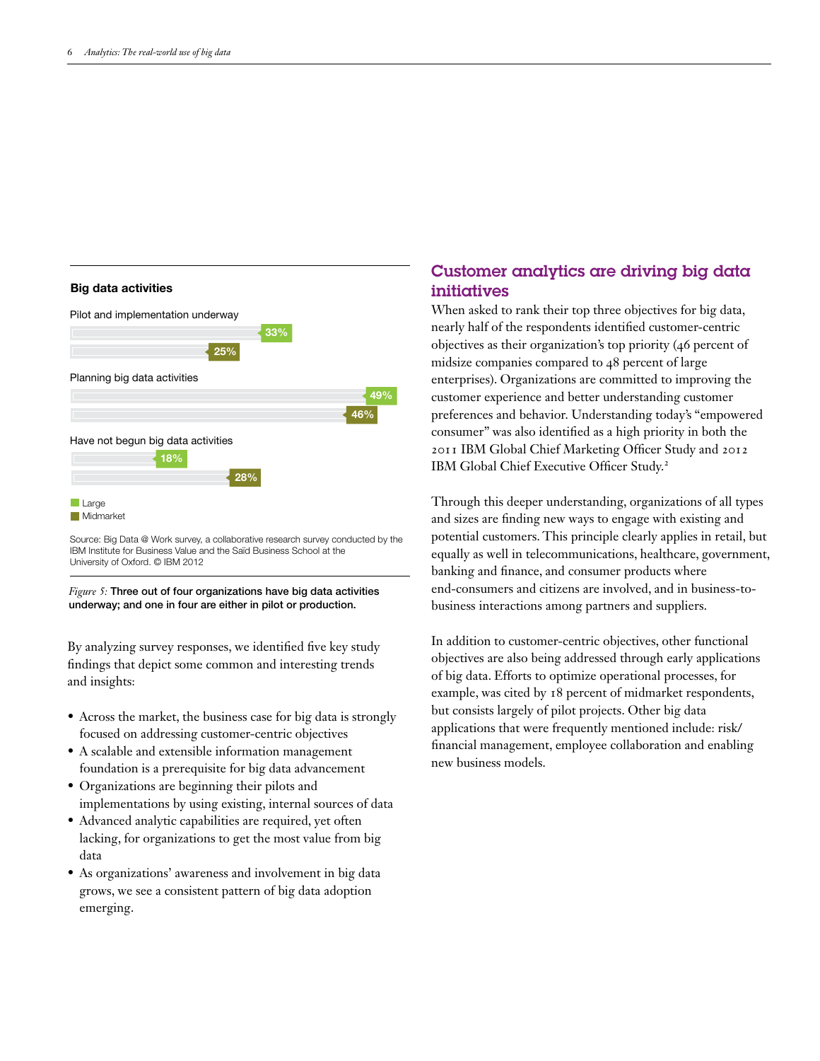**Big data activities**

| | Large | Midmarket |
|---|---|---|
| Pilot and implementation underway | 33% | 25% |
| Planning big data activities | 49% | 46% |
| Have not begun big data activities | 18% | 28% |

Source: Big Data @ Work survey, a collaborative research survey conducted by the IBM Institute for Business Value and the Saïd Business School at the University of Oxford. © IBM 2012

*Figure 5:* **Three out of four organizations have big data activities underway; and one in four are either in pilot or production.**

By analyzing survey responses, we identified five key study findings that depict some common and interesting trends and insights:

- Across the market, the business case for big data is strongly focused on addressing customer-centric objectives
- A scalable and extensible information management foundation is a prerequisite for big data advancement
- Organizations are beginning their pilots and implementations by using existing, internal sources of data
- Advanced analytic capabilities are required, yet often lacking, for organizations to get the most value from big data
- As organizations' awareness and involvement in big data grows, we see a consistent pattern of big data adoption emerging.

## Customer analytics are driving big data initiatives

When asked to rank their top three objectives for big data, nearly half of the respondents identified customer-centric objectives as their organization's top priority (46 percent of midsize companies compared to 48 percent of large enterprises). Organizations are committed to improving the customer experience and better understanding customer preferences and behavior. Understanding today's "empowered consumer" was also identified as a high priority in both the 2011 IBM Global Chief Marketing Officer Study and 2012 IBM Global Chief Executive Officer Study.[2]

Through this deeper understanding, organizations of all types and sizes are finding new ways to engage with existing and potential customers. This principle clearly applies in retail, but equally as well in telecommunications, healthcare, government, banking and finance, and consumer products where end-consumers and citizens are involved, and in business-to-business interactions among partners and suppliers.

In addition to customer-centric objectives, other functional objectives are also being addressed through early applications of big data. Efforts to optimize operational processes, for example, was cited by 18 percent of midmarket respondents, but consists largely of pilot projects. Other big data applications that were frequently mentioned include: risk/financial management, employee collaboration and enabling new business models.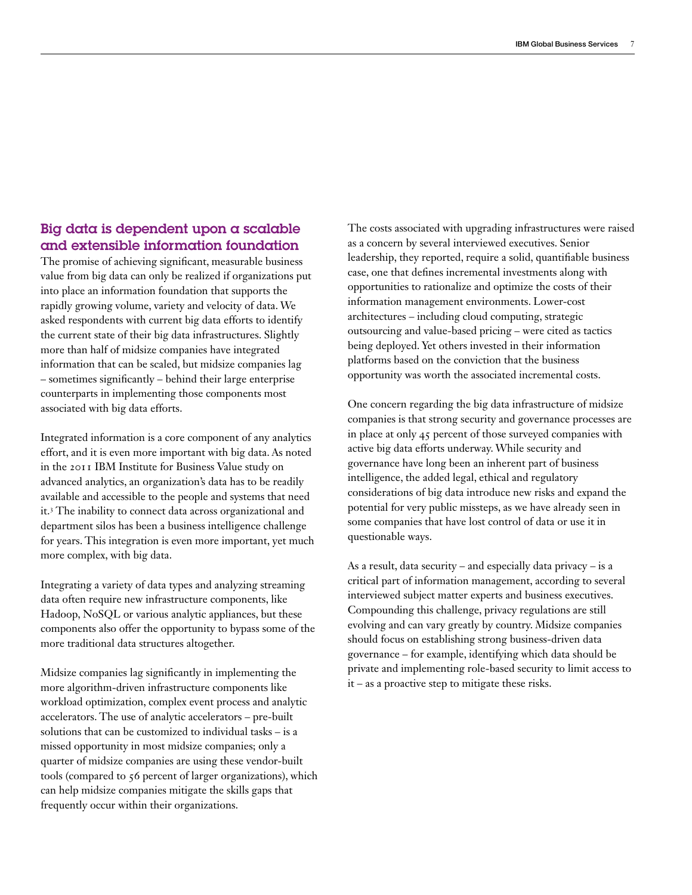## Big data is dependent upon a scalable and extensible information foundation

The promise of achieving significant, measurable business value from big data can only be realized if organizations put into place an information foundation that supports the rapidly growing volume, variety and velocity of data. We asked respondents with current big data efforts to identify the current state of their big data infrastructures. Slightly more than half of midsize companies have integrated information that can be scaled, but midsize companies lag – sometimes significantly – behind their large enterprise counterparts in implementing those components most associated with big data efforts.

Integrated information is a core component of any analytics effort, and it is even more important with big data. As noted in the 2011 IBM Institute for Business Value study on advanced analytics, an organization's data has to be readily available and accessible to the people and systems that need it.[3] The inability to connect data across organizational and department silos has been a business intelligence challenge for years. This integration is even more important, yet much more complex, with big data.

Integrating a variety of data types and analyzing streaming data often require new infrastructure components, like Hadoop, NoSQL or various analytic appliances, but these components also offer the opportunity to bypass some of the more traditional data structures altogether.

Midsize companies lag significantly in implementing the more algorithm-driven infrastructure components like workload optimization, complex event process and analytic accelerators. The use of analytic accelerators – pre-built solutions that can be customized to individual tasks – is a missed opportunity in most midsize companies; only a quarter of midsize companies are using these vendor-built tools (compared to 56 percent of larger organizations), which can help midsize companies mitigate the skills gaps that frequently occur within their organizations.

The costs associated with upgrading infrastructures were raised as a concern by several interviewed executives. Senior leadership, they reported, require a solid, quantifiable business case, one that defines incremental investments along with opportunities to rationalize and optimize the costs of their information management environments. Lower-cost architectures – including cloud computing, strategic outsourcing and value-based pricing – were cited as tactics being deployed. Yet others invested in their information platforms based on the conviction that the business opportunity was worth the associated incremental costs.

One concern regarding the big data infrastructure of midsize companies is that strong security and governance processes are in place at only 45 percent of those surveyed companies with active big data efforts underway. While security and governance have long been an inherent part of business intelligence, the added legal, ethical and regulatory considerations of big data introduce new risks and expand the potential for very public missteps, as we have already seen in some companies that have lost control of data or use it in questionable ways.

As a result, data security – and especially data privacy – is a critical part of information management, according to several interviewed subject matter experts and business executives. Compounding this challenge, privacy regulations are still evolving and can vary greatly by country. Midsize companies should focus on establishing strong business-driven data governance – for example, identifying which data should be private and implementing role-based security to limit access to it – as a proactive step to mitigate these risks.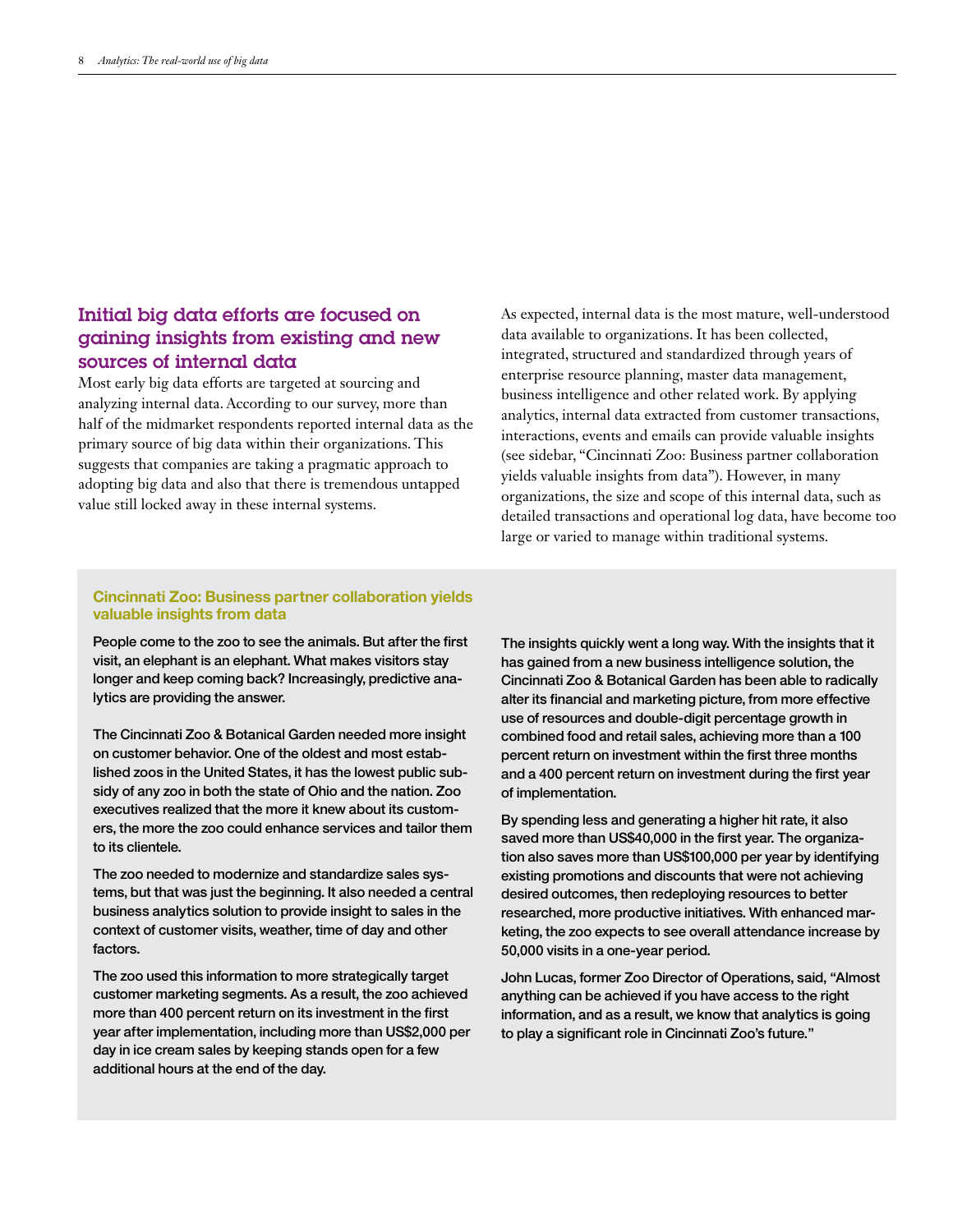## Initial big data efforts are focused on gaining insights from existing and new sources of internal data

Most early big data efforts are targeted at sourcing and analyzing internal data. According to our survey, more than half of the midmarket respondents reported internal data as the primary source of big data within their organizations. This suggests that companies are taking a pragmatic approach to adopting big data and also that there is tremendous untapped value still locked away in these internal systems.

As expected, internal data is the most mature, well-understood data available to organizations. It has been collected, integrated, structured and standardized through years of enterprise resource planning, master data management, business intelligence and other related work. By applying analytics, internal data extracted from customer transactions, interactions, events and emails can provide valuable insights (see sidebar, "Cincinnati Zoo: Business partner collaboration yields valuable insights from data"). However, in many organizations, the size and scope of this internal data, such as detailed transactions and operational log data, have become too large or varied to manage within traditional systems.

### Cincinnati Zoo: Business partner collaboration yields valuable insights from data

People come to the zoo to see the animals. But after the first visit, an elephant is an elephant. What makes visitors stay longer and keep coming back? Increasingly, predictive analytics are providing the answer.

The Cincinnati Zoo & Botanical Garden needed more insight on customer behavior. One of the oldest and most established zoos in the United States, it has the lowest public subsidy of any zoo in both the state of Ohio and the nation. Zoo executives realized that the more it knew about its customers, the more the zoo could enhance services and tailor them to its clientele.

The zoo needed to modernize and standardize sales systems, but that was just the beginning. It also needed a central business analytics solution to provide insight to sales in the context of customer visits, weather, time of day and other factors.

The zoo used this information to more strategically target customer marketing segments. As a result, the zoo achieved more than 400 percent return on its investment in the first year after implementation, including more than US$2,000 per day in ice cream sales by keeping stands open for a few additional hours at the end of the day.

The insights quickly went a long way. With the insights that it has gained from a new business intelligence solution, the Cincinnati Zoo & Botanical Garden has been able to radically alter its financial and marketing picture, from more effective use of resources and double-digit percentage growth in combined food and retail sales, achieving more than a 100 percent return on investment within the first three months and a 400 percent return on investment during the first year of implementation.

By spending less and generating a higher hit rate, it also saved more than US$40,000 in the first year. The organization also saves more than US$100,000 per year by identifying existing promotions and discounts that were not achieving desired outcomes, then redeploying resources to better researched, more productive initiatives. With enhanced marketing, the zoo expects to see overall attendance increase by 50,000 visits in a one-year period.

John Lucas, former Zoo Director of Operations, said, "Almost anything can be achieved if you have access to the right information, and as a result, we know that analytics is going to play a significant role in Cincinnati Zoo's future."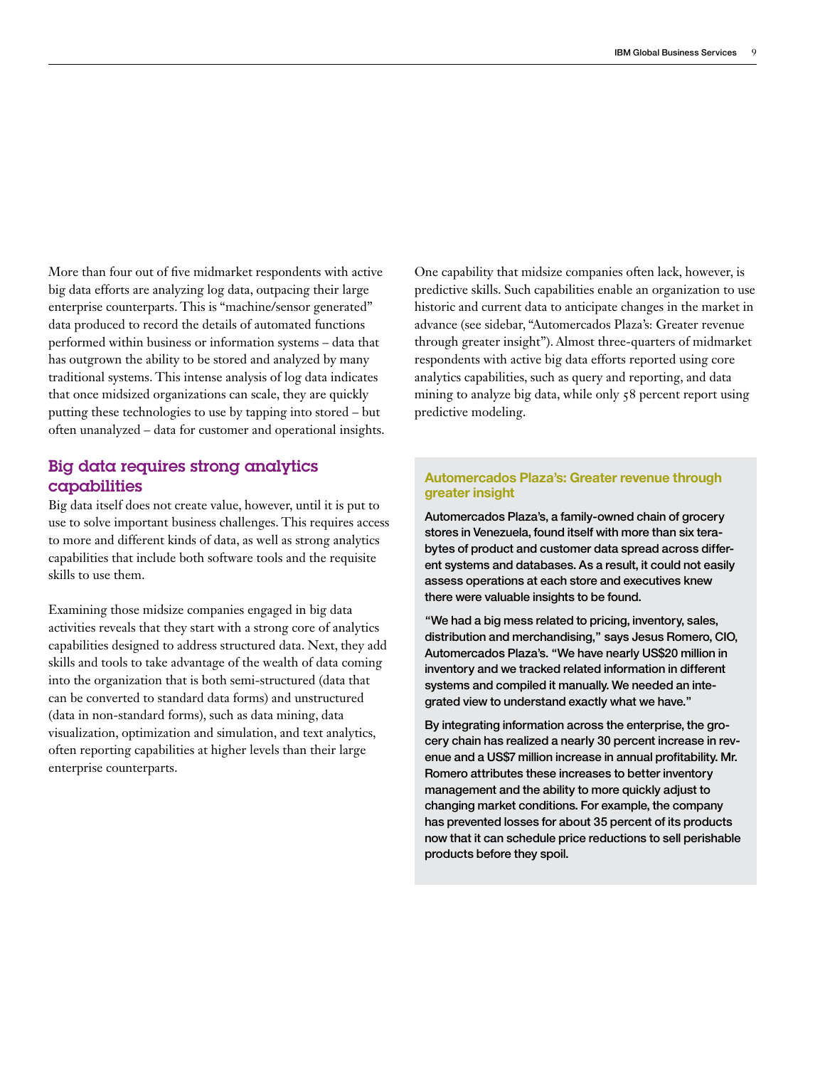More than four out of five midmarket respondents with active big data efforts are analyzing log data, outpacing their large enterprise counterparts. This is "machine/sensor generated" data produced to record the details of automated functions performed within business or information systems – data that has outgrown the ability to be stored and analyzed by many traditional systems. This intense analysis of log data indicates that once midsized organizations can scale, they are quickly putting these technologies to use by tapping into stored – but often unanalyzed – data for customer and operational insights.

## Big data requires strong analytics capabilities

Big data itself does not create value, however, until it is put to use to solve important business challenges. This requires access to more and different kinds of data, as well as strong analytics capabilities that include both software tools and the requisite skills to use them.

Examining those midsize companies engaged in big data activities reveals that they start with a strong core of analytics capabilities designed to address structured data. Next, they add skills and tools to take advantage of the wealth of data coming into the organization that is both semi-structured (data that can be converted to standard data forms) and unstructured (data in non-standard forms), such as data mining, data visualization, optimization and simulation, and text analytics, often reporting capabilities at higher levels than their large enterprise counterparts.

One capability that midsize companies often lack, however, is predictive skills. Such capabilities enable an organization to use historic and current data to anticipate changes in the market in advance (see sidebar, "Automercados Plaza's: Greater revenue through greater insight"). Almost three-quarters of midmarket respondents with active big data efforts reported using core analytics capabilities, such as query and reporting, and data mining to analyze big data, while only 58 percent report using predictive modeling.

### Automercados Plaza's: Greater revenue through greater insight

**Automercados Plaza's, a family-owned chain of grocery stores in Venezuela, found itself with more than six terabytes of product and customer data spread across different systems and databases. As a result, it could not easily assess operations at each store and executives knew there were valuable insights to be found.**

**"We had a big mess related to pricing, inventory, sales, distribution and merchandising," says Jesus Romero, CIO, Automercados Plaza's. "We have nearly US$20 million in inventory and we tracked related information in different systems and compiled it manually. We needed an integrated view to understand exactly what we have."**

**By integrating information across the enterprise, the grocery chain has realized a nearly 30 percent increase in revenue and a US$7 million increase in annual profitability. Mr. Romero attributes these increases to better inventory management and the ability to more quickly adjust to changing market conditions. For example, the company has prevented losses for about 35 percent of its products now that it can schedule price reductions to sell perishable products before they spoil.**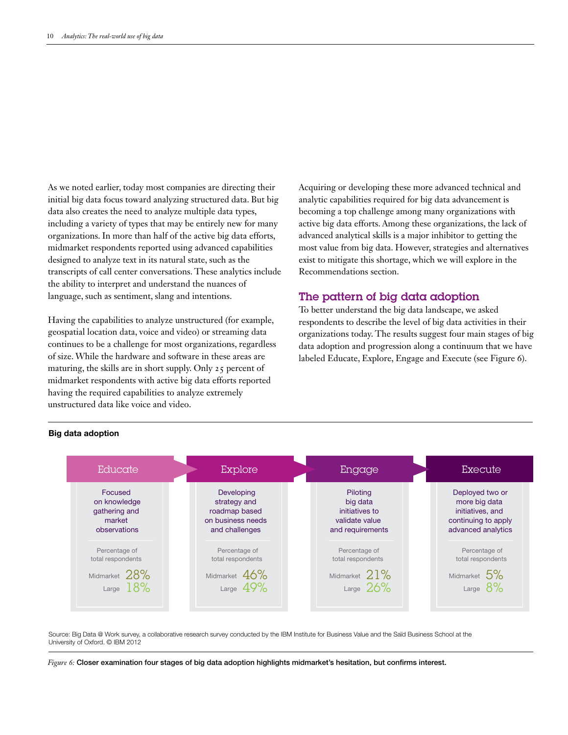As we noted earlier, today most companies are directing their initial big data focus toward analyzing structured data. But big data also creates the need to analyze multiple data types, including a variety of types that may be entirely new for many organizations. In more than half of the active big data efforts, midmarket respondents reported using advanced capabilities designed to analyze text in its natural state, such as the transcripts of call center conversations. These analytics include the ability to interpret and understand the nuances of language, such as sentiment, slang and intentions.

Having the capabilities to analyze unstructured (for example, geospatial location data, voice and video) or streaming data continues to be a challenge for most organizations, regardless of size. While the hardware and software in these areas are maturing, the skills are in short supply. Only 25 percent of midmarket respondents with active big data efforts reported having the required capabilities to analyze extremely unstructured data like voice and video.

Acquiring or developing these more advanced technical and analytic capabilities required for big data advancement is becoming a top challenge among many organizations with active big data efforts. Among these organizations, the lack of advanced analytical skills is a major inhibitor to getting the most value from big data. However, strategies and alternatives exist to mitigate this shortage, which we will explore in the Recommendations section.

## The pattern of big data adoption

To better understand the big data landscape, we asked respondents to describe the level of big data activities in their organizations today. The results suggest four main stages of big data adoption and progression along a continuum that we have labeled Educate, Explore, Engage and Execute (see Figure 6).

**Big data adoption**

| | Educate | Explore | Engage | Execute |
|---|---|---|---|---|
| Description | Focused on knowledge gathering and market observations | Developing strategy and roadmap based on business needs and challenges | Piloting big data initiatives to validate value and requirements | Deployed two or more big data initiatives, and continuing to apply advanced analytics |
| Percentage of total respondents – Midmarket | 28% | 46% | 21% | 5% |
| Percentage of total respondents – Large | 18% | 49% | 26% | 8% |

Source: Big Data @ Work survey, a collaborative research survey conducted by the IBM Institute for Business Value and the Saïd Business School at the University of Oxford. © IBM 2012

*Figure 6:* **Closer examination four stages of big data adoption highlights midmarket's hesitation, but confirms interest.**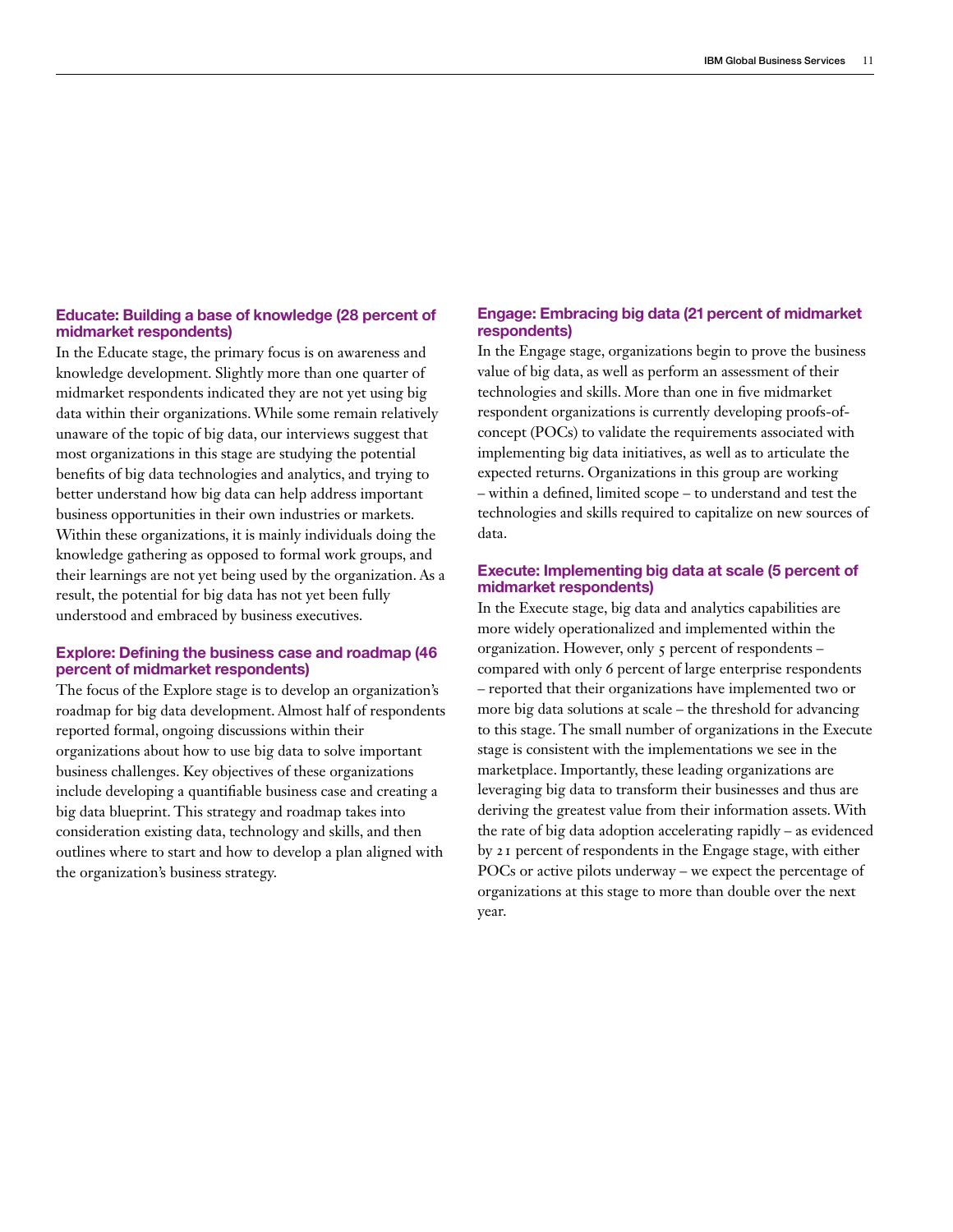### Educate: Building a base of knowledge (28 percent of midmarket respondents)

In the Educate stage, the primary focus is on awareness and knowledge development. Slightly more than one quarter of midmarket respondents indicated they are not yet using big data within their organizations. While some remain relatively unaware of the topic of big data, our interviews suggest that most organizations in this stage are studying the potential benefits of big data technologies and analytics, and trying to better understand how big data can help address important business opportunities in their own industries or markets. Within these organizations, it is mainly individuals doing the knowledge gathering as opposed to formal work groups, and their learnings are not yet being used by the organization. As a result, the potential for big data has not yet been fully understood and embraced by business executives.

### Explore: Defining the business case and roadmap (46 percent of midmarket respondents)

The focus of the Explore stage is to develop an organization's roadmap for big data development. Almost half of respondents reported formal, ongoing discussions within their organizations about how to use big data to solve important business challenges. Key objectives of these organizations include developing a quantifiable business case and creating a big data blueprint. This strategy and roadmap takes into consideration existing data, technology and skills, and then outlines where to start and how to develop a plan aligned with the organization's business strategy.

### Engage: Embracing big data (21 percent of midmarket respondents)

In the Engage stage, organizations begin to prove the business value of big data, as well as perform an assessment of their technologies and skills. More than one in five midmarket respondent organizations is currently developing proofs-of-concept (POCs) to validate the requirements associated with implementing big data initiatives, as well as to articulate the expected returns. Organizations in this group are working – within a defined, limited scope – to understand and test the technologies and skills required to capitalize on new sources of data.

### Execute: Implementing big data at scale (5 percent of midmarket respondents)

In the Execute stage, big data and analytics capabilities are more widely operationalized and implemented within the organization. However, only 5 percent of respondents – compared with only 6 percent of large enterprise respondents – reported that their organizations have implemented two or more big data solutions at scale – the threshold for advancing to this stage. The small number of organizations in the Execute stage is consistent with the implementations we see in the marketplace. Importantly, these leading organizations are leveraging big data to transform their businesses and thus are deriving the greatest value from their information assets. With the rate of big data adoption accelerating rapidly – as evidenced by 21 percent of respondents in the Engage stage, with either POCs or active pilots underway – we expect the percentage of organizations at this stage to more than double over the next year.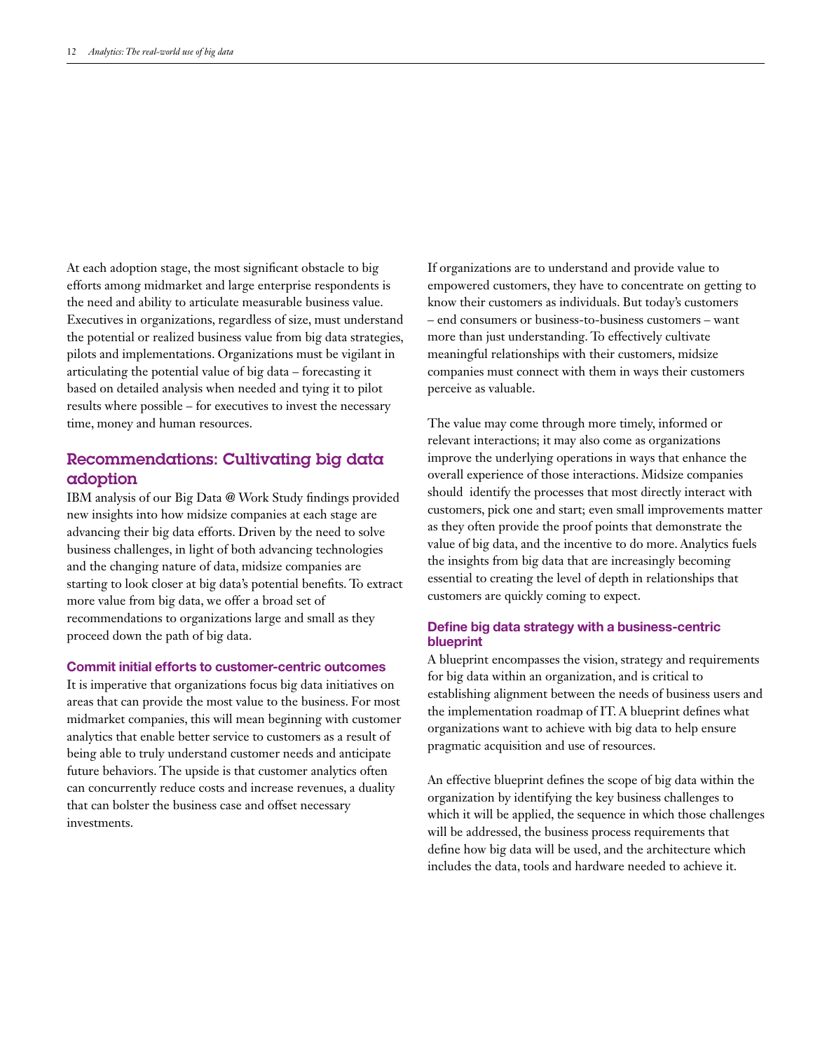At each adoption stage, the most significant obstacle to big efforts among midmarket and large enterprise respondents is the need and ability to articulate measurable business value. Executives in organizations, regardless of size, must understand the potential or realized business value from big data strategies, pilots and implementations. Organizations must be vigilant in articulating the potential value of big data – forecasting it based on detailed analysis when needed and tying it to pilot results where possible – for executives to invest the necessary time, money and human resources.

## Recommendations: Cultivating big data adoption

IBM analysis of our Big Data @ Work Study findings provided new insights into how midsize companies at each stage are advancing their big data efforts. Driven by the need to solve business challenges, in light of both advancing technologies and the changing nature of data, midsize companies are starting to look closer at big data's potential benefits. To extract more value from big data, we offer a broad set of recommendations to organizations large and small as they proceed down the path of big data.

### Commit initial efforts to customer-centric outcomes

It is imperative that organizations focus big data initiatives on areas that can provide the most value to the business. For most midmarket companies, this will mean beginning with customer analytics that enable better service to customers as a result of being able to truly understand customer needs and anticipate future behaviors. The upside is that customer analytics often can concurrently reduce costs and increase revenues, a duality that can bolster the business case and offset necessary investments.

If organizations are to understand and provide value to empowered customers, they have to concentrate on getting to know their customers as individuals. But today's customers – end consumers or business-to-business customers – want more than just understanding. To effectively cultivate meaningful relationships with their customers, midsize companies must connect with them in ways their customers perceive as valuable.

The value may come through more timely, informed or relevant interactions; it may also come as organizations improve the underlying operations in ways that enhance the overall experience of those interactions. Midsize companies should identify the processes that most directly interact with customers, pick one and start; even small improvements matter as they often provide the proof points that demonstrate the value of big data, and the incentive to do more. Analytics fuels the insights from big data that are increasingly becoming essential to creating the level of depth in relationships that customers are quickly coming to expect.

### Define big data strategy with a business-centric blueprint

A blueprint encompasses the vision, strategy and requirements for big data within an organization, and is critical to establishing alignment between the needs of business users and the implementation roadmap of IT. A blueprint defines what organizations want to achieve with big data to help ensure pragmatic acquisition and use of resources.

An effective blueprint defines the scope of big data within the organization by identifying the key business challenges to which it will be applied, the sequence in which those challenges will be addressed, the business process requirements that define how big data will be used, and the architecture which includes the data, tools and hardware needed to achieve it.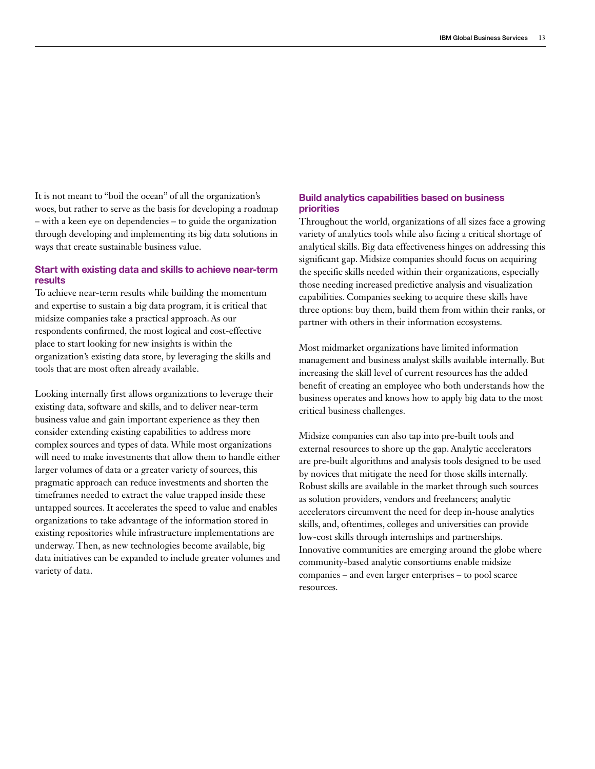It is not meant to "boil the ocean" of all the organization's woes, but rather to serve as the basis for developing a roadmap – with a keen eye on dependencies – to guide the organization through developing and implementing its big data solutions in ways that create sustainable business value.

### Start with existing data and skills to achieve near-term results

To achieve near-term results while building the momentum and expertise to sustain a big data program, it is critical that midsize companies take a practical approach. As our respondents confirmed, the most logical and cost-effective place to start looking for new insights is within the organization's existing data store, by leveraging the skills and tools that are most often already available.

Looking internally first allows organizations to leverage their existing data, software and skills, and to deliver near-term business value and gain important experience as they then consider extending existing capabilities to address more complex sources and types of data. While most organizations will need to make investments that allow them to handle either larger volumes of data or a greater variety of sources, this pragmatic approach can reduce investments and shorten the timeframes needed to extract the value trapped inside these untapped sources. It accelerates the speed to value and enables organizations to take advantage of the information stored in existing repositories while infrastructure implementations are underway. Then, as new technologies become available, big data initiatives can be expanded to include greater volumes and variety of data.

### Build analytics capabilities based on business priorities

Throughout the world, organizations of all sizes face a growing variety of analytics tools while also facing a critical shortage of analytical skills. Big data effectiveness hinges on addressing this significant gap. Midsize companies should focus on acquiring the specific skills needed within their organizations, especially those needing increased predictive analysis and visualization capabilities. Companies seeking to acquire these skills have three options: buy them, build them from within their ranks, or partner with others in their information ecosystems.

Most midmarket organizations have limited information management and business analyst skills available internally. But increasing the skill level of current resources has the added benefit of creating an employee who both understands how the business operates and knows how to apply big data to the most critical business challenges.

Midsize companies can also tap into pre-built tools and external resources to shore up the gap. Analytic accelerators are pre-built algorithms and analysis tools designed to be used by novices that mitigate the need for those skills internally. Robust skills are available in the market through such sources as solution providers, vendors and freelancers; analytic accelerators circumvent the need for deep in-house analytics skills, and, oftentimes, colleges and universities can provide low-cost skills through internships and partnerships. Innovative communities are emerging around the globe where community-based analytic consortiums enable midsize companies – and even larger enterprises – to pool scarce resources.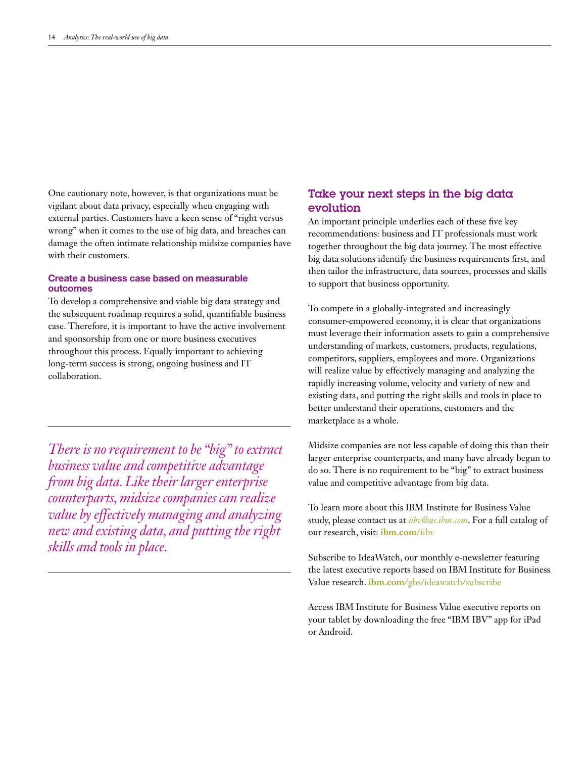One cautionary note, however, is that organizations must be vigilant about data privacy, especially when engaging with external parties. Customers have a keen sense of "right versus wrong" when it comes to the use of big data, and breaches can damage the often intimate relationship midsize companies have with their customers.

### Create a business case based on measurable outcomes

To develop a comprehensive and viable big data strategy and the subsequent roadmap requires a solid, quantifiable business case. Therefore, it is important to have the active involvement and sponsorship from one or more business executives throughout this process. Equally important to achieving long-term success is strong, ongoing business and IT collaboration.

*There is no requirement to be "big" to extract business value and competitive advantage from big data. Like their larger enterprise counterparts, midsize companies can realize value by effectively managing and analyzing new and existing data, and putting the right skills and tools in place.*

## Take your next steps in the big data evolution

An important principle underlies each of these five key recommendations: business and IT professionals must work together throughout the big data journey. The most effective big data solutions identify the business requirements first, and then tailor the infrastructure, data sources, processes and skills to support that business opportunity.

To compete in a globally-integrated and increasingly consumer-empowered economy, it is clear that organizations must leverage their information assets to gain a comprehensive understanding of markets, customers, products, regulations, competitors, suppliers, employees and more. Organizations will realize value by effectively managing and analyzing the rapidly increasing volume, velocity and variety of new and existing data, and putting the right skills and tools in place to better understand their operations, customers and the marketplace as a whole.

Midsize companies are not less capable of doing this than their larger enterprise counterparts, and many have already begun to do so. There is no requirement to be "big" to extract business value and competitive advantage from big data.

To learn more about this IBM Institute for Business Value study, please contact us at *iibv@us.ibm.com*. For a full catalog of our research, visit: **ibm.com**/iibv

Subscribe to IdeaWatch, our monthly e-newsletter featuring the latest executive reports based on IBM Institute for Business Value research. **ibm.com**/gbs/ideawatch/subscribe

Access IBM Institute for Business Value executive reports on your tablet by downloading the free "IBM IBV" app for iPad or Android.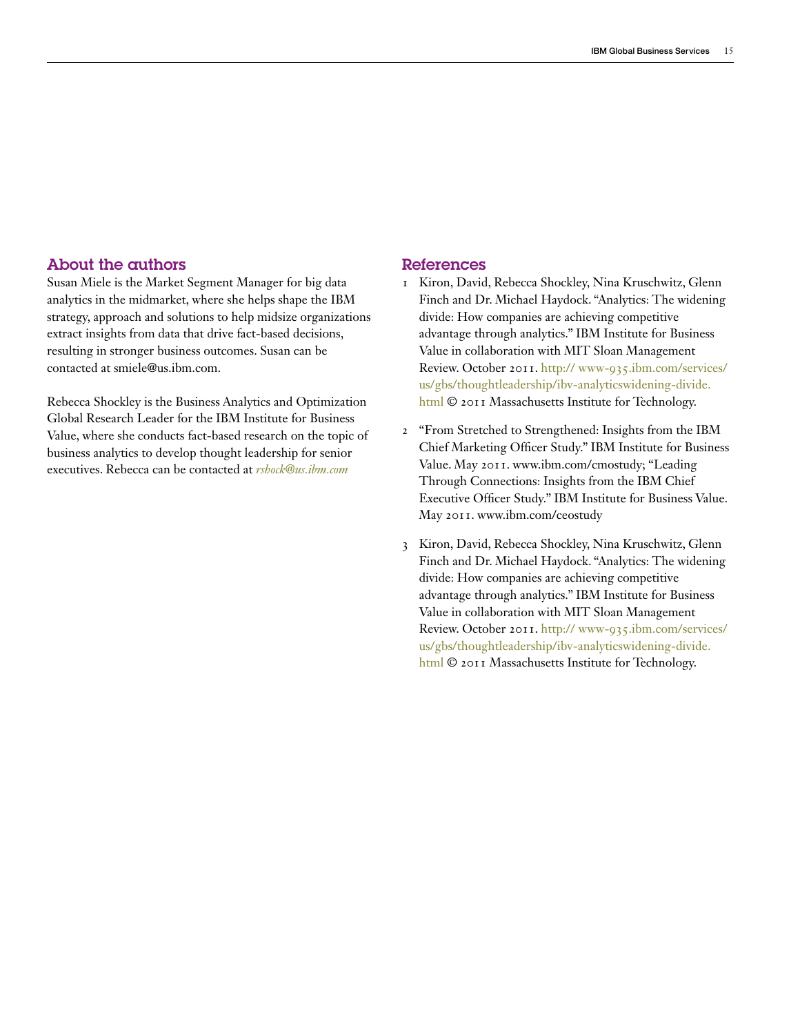## About the authors

Susan Miele is the Market Segment Manager for big data analytics in the midmarket, where she helps shape the IBM strategy, approach and solutions to help midsize organizations extract insights from data that drive fact-based decisions, resulting in stronger business outcomes. Susan can be contacted at smiele@us.ibm.com.

Rebecca Shockley is the Business Analytics and Optimization Global Research Leader for the IBM Institute for Business Value, where she conducts fact-based research on the topic of business analytics to develop thought leadership for senior executives. Rebecca can be contacted at *rshock@us.ibm.com*

## References

1. Kiron, David, Rebecca Shockley, Nina Kruschwitz, Glenn Finch and Dr. Michael Haydock. "Analytics: The widening divide: How companies are achieving competitive advantage through analytics." IBM Institute for Business Value in collaboration with MIT Sloan Management Review. October 2011. http:// www-935.ibm.com/services/us/gbs/thoughtleadership/ibv-analyticswidening-divide.html © 2011 Massachusetts Institute for Technology.

2. "From Stretched to Strengthened: Insights from the IBM Chief Marketing Officer Study." IBM Institute for Business Value. May 2011. www.ibm.com/cmostudy; "Leading Through Connections: Insights from the IBM Chief Executive Officer Study." IBM Institute for Business Value. May 2011. www.ibm.com/ceostudy

3. Kiron, David, Rebecca Shockley, Nina Kruschwitz, Glenn Finch and Dr. Michael Haydock. "Analytics: The widening divide: How companies are achieving competitive advantage through analytics." IBM Institute for Business Value in collaboration with MIT Sloan Management Review. October 2011. http:// www-935.ibm.com/services/us/gbs/thoughtleadership/ibv-analyticswidening-divide.html © 2011 Massachusetts Institute for Technology.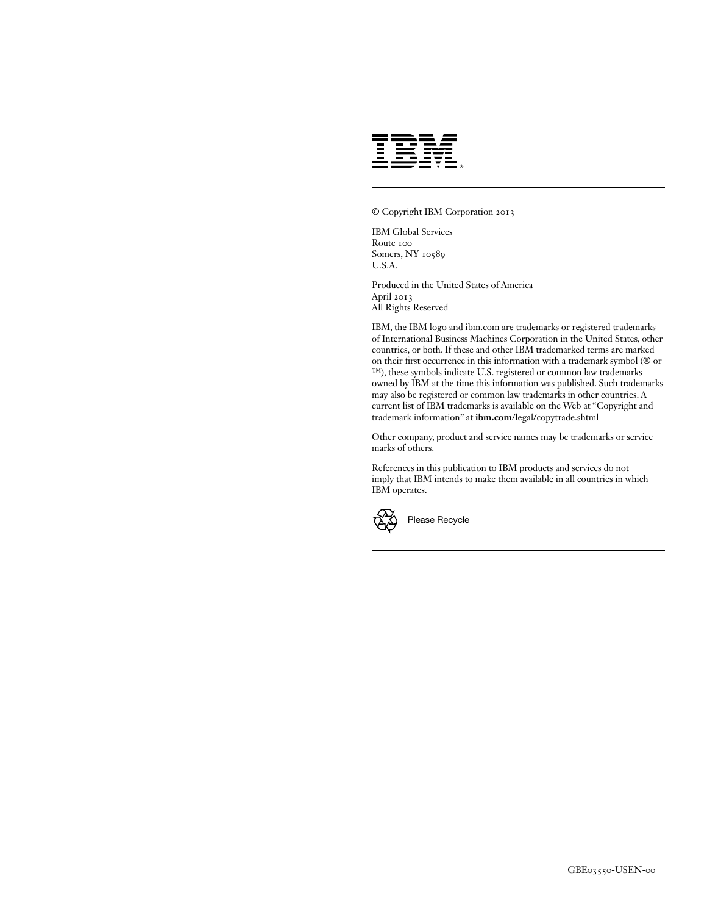© Copyright IBM Corporation 2013

IBM Global Services
Route 100
Somers, NY 10589
U.S.A.

Produced in the United States of America
April 2013
All Rights Reserved

IBM, the IBM logo and ibm.com are trademarks or registered trademarks of International Business Machines Corporation in the United States, other countries, or both. If these and other IBM trademarked terms are marked on their first occurrence in this information with a trademark symbol (® or ™), these symbols indicate U.S. registered or common law trademarks owned by IBM at the time this information was published. Such trademarks may also be registered or common law trademarks in other countries. A current list of IBM trademarks is available on the Web at "Copyright and trademark information" at **ibm.com**/legal/copytrade.shtml

Other company, product and service names may be trademarks or service marks of others.

References in this publication to IBM products and services do not imply that IBM intends to make them available in all countries in which IBM operates.

Please Recycle

GBE03550-USEN-00